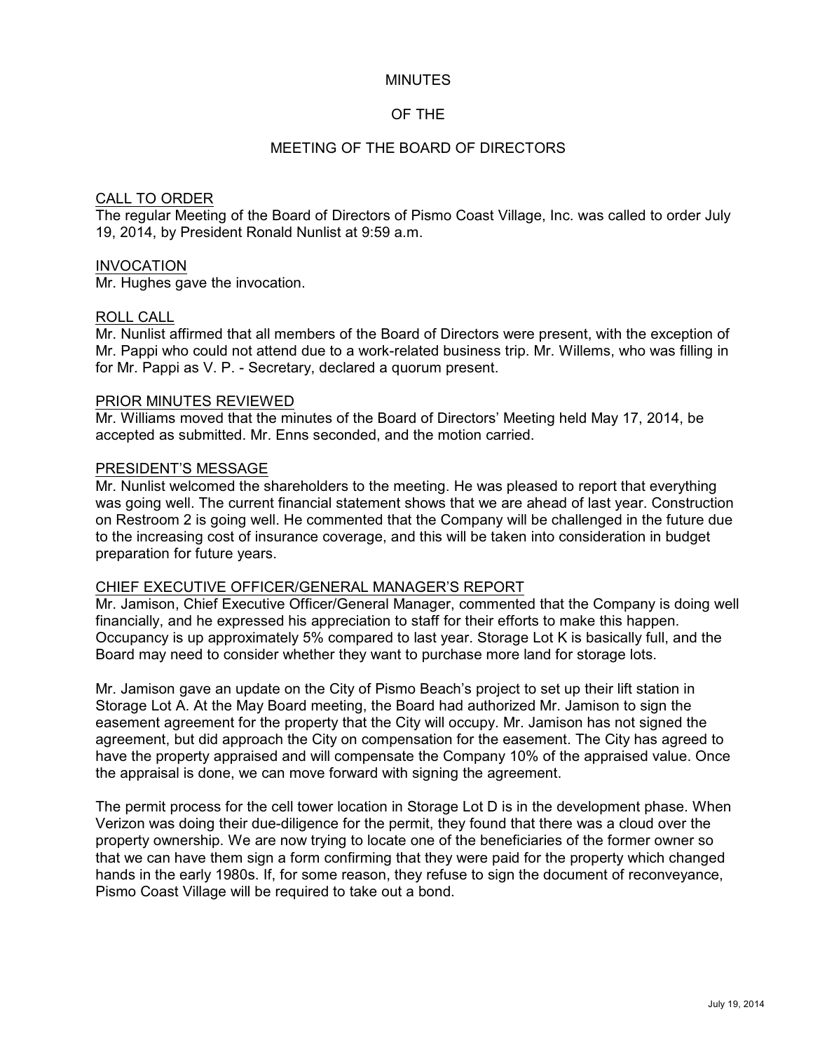# MINUTES

# OF THE

# MEETING OF THE BOARD OF DIRECTORS

## CALL TO ORDER

The regular Meeting of the Board of Directors of Pismo Coast Village, Inc. was called to order July 19, 2014, by President Ronald Nunlist at 9:59 a.m.

## INVOCATION

Mr. Hughes gave the invocation.

## ROLL CALL

Mr. Nunlist affirmed that all members of the Board of Directors were present, with the exception of Mr. Pappi who could not attend due to a work-related business trip. Mr. Willems, who was filling in for Mr. Pappi as V. P. - Secretary, declared a quorum present.

## PRIOR MINUTES REVIEWED

Mr. Williams moved that the minutes of the Board of Directors' Meeting held May 17, 2014, be accepted as submitted. Mr. Enns seconded, and the motion carried.

## PRESIDENT'S MESSAGE

Mr. Nunlist welcomed the shareholders to the meeting. He was pleased to report that everything was going well. The current financial statement shows that we are ahead of last year. Construction on Restroom 2 is going well. He commented that the Company will be challenged in the future due to the increasing cost of insurance coverage, and this will be taken into consideration in budget preparation for future years.

## CHIEF EXECUTIVE OFFICER/GENERAL MANAGER'S REPORT

Mr. Jamison, Chief Executive Officer/General Manager, commented that the Company is doing well financially, and he expressed his appreciation to staff for their efforts to make this happen. Occupancy is up approximately 5% compared to last year. Storage Lot K is basically full, and the Board may need to consider whether they want to purchase more land for storage lots.

Mr. Jamison gave an update on the City of Pismo Beach's project to set up their lift station in Storage Lot A. At the May Board meeting, the Board had authorized Mr. Jamison to sign the easement agreement for the property that the City will occupy. Mr. Jamison has not signed the agreement, but did approach the City on compensation for the easement. The City has agreed to have the property appraised and will compensate the Company 10% of the appraised value. Once the appraisal is done, we can move forward with signing the agreement.

The permit process for the cell tower location in Storage Lot D is in the development phase. When Verizon was doing their due-diligence for the permit, they found that there was a cloud over the property ownership. We are now trying to locate one of the beneficiaries of the former owner so that we can have them sign a form confirming that they were paid for the property which changed hands in the early 1980s. If, for some reason, they refuse to sign the document of reconveyance, Pismo Coast Village will be required to take out a bond.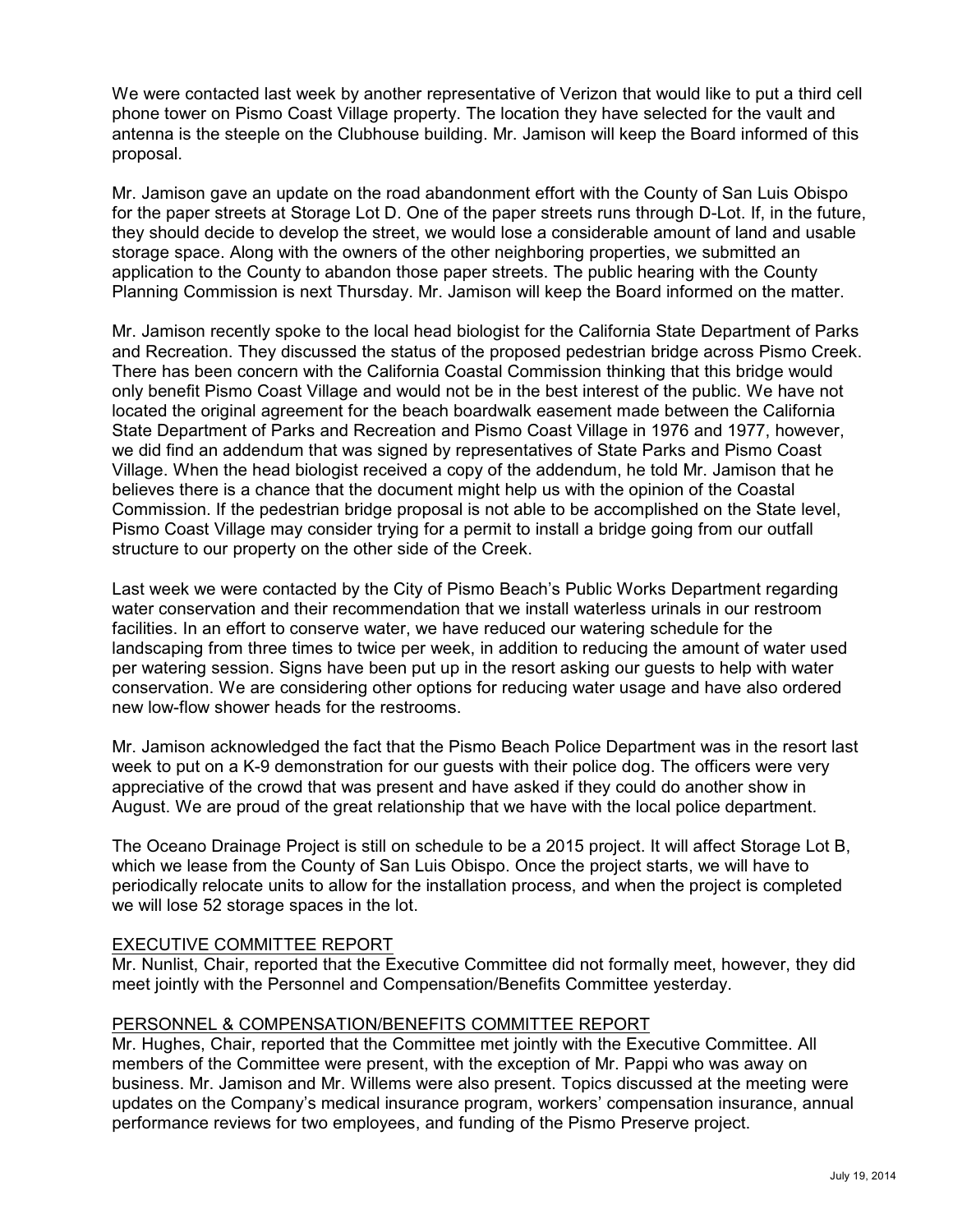We were contacted last week by another representative of Verizon that would like to put a third cell phone tower on Pismo Coast Village property. The location they have selected for the vault and antenna is the steeple on the Clubhouse building. Mr. Jamison will keep the Board informed of this proposal.

Mr. Jamison gave an update on the road abandonment effort with the County of San Luis Obispo for the paper streets at Storage Lot D. One of the paper streets runs through D-Lot. If, in the future, they should decide to develop the street, we would lose a considerable amount of land and usable storage space. Along with the owners of the other neighboring properties, we submitted an application to the County to abandon those paper streets. The public hearing with the County Planning Commission is next Thursday. Mr. Jamison will keep the Board informed on the matter.

Mr. Jamison recently spoke to the local head biologist for the California State Department of Parks and Recreation. They discussed the status of the proposed pedestrian bridge across Pismo Creek. There has been concern with the California Coastal Commission thinking that this bridge would only benefit Pismo Coast Village and would not be in the best interest of the public. We have not located the original agreement for the beach boardwalk easement made between the California State Department of Parks and Recreation and Pismo Coast Village in 1976 and 1977, however, we did find an addendum that was signed by representatives of State Parks and Pismo Coast Village. When the head biologist received a copy of the addendum, he told Mr. Jamison that he believes there is a chance that the document might help us with the opinion of the Coastal Commission. If the pedestrian bridge proposal is not able to be accomplished on the State level, Pismo Coast Village may consider trying for a permit to install a bridge going from our outfall structure to our property on the other side of the Creek.

Last week we were contacted by the City of Pismo Beach's Public Works Department regarding water conservation and their recommendation that we install waterless urinals in our restroom facilities. In an effort to conserve water, we have reduced our watering schedule for the landscaping from three times to twice per week, in addition to reducing the amount of water used per watering session. Signs have been put up in the resort asking our guests to help with water conservation. We are considering other options for reducing water usage and have also ordered new low-flow shower heads for the restrooms.

Mr. Jamison acknowledged the fact that the Pismo Beach Police Department was in the resort last week to put on a K-9 demonstration for our guests with their police dog. The officers were very appreciative of the crowd that was present and have asked if they could do another show in August. We are proud of the great relationship that we have with the local police department.

The Oceano Drainage Project is still on schedule to be a 2015 project. It will affect Storage Lot B, which we lease from the County of San Luis Obispo. Once the project starts, we will have to periodically relocate units to allow for the installation process, and when the project is completed we will lose 52 storage spaces in the lot.

## EXECUTIVE COMMITTEE REPORT

Mr. Nunlist, Chair, reported that the Executive Committee did not formally meet, however, they did meet jointly with the Personnel and Compensation/Benefits Committee yesterday.

## PERSONNEL & COMPENSATION/BENEFITS COMMITTEE REPORT

Mr. Hughes, Chair, reported that the Committee met jointly with the Executive Committee. All members of the Committee were present, with the exception of Mr. Pappi who was away on business. Mr. Jamison and Mr. Willems were also present. Topics discussed at the meeting were updates on the Company's medical insurance program, workers' compensation insurance, annual performance reviews for two employees, and funding of the Pismo Preserve project.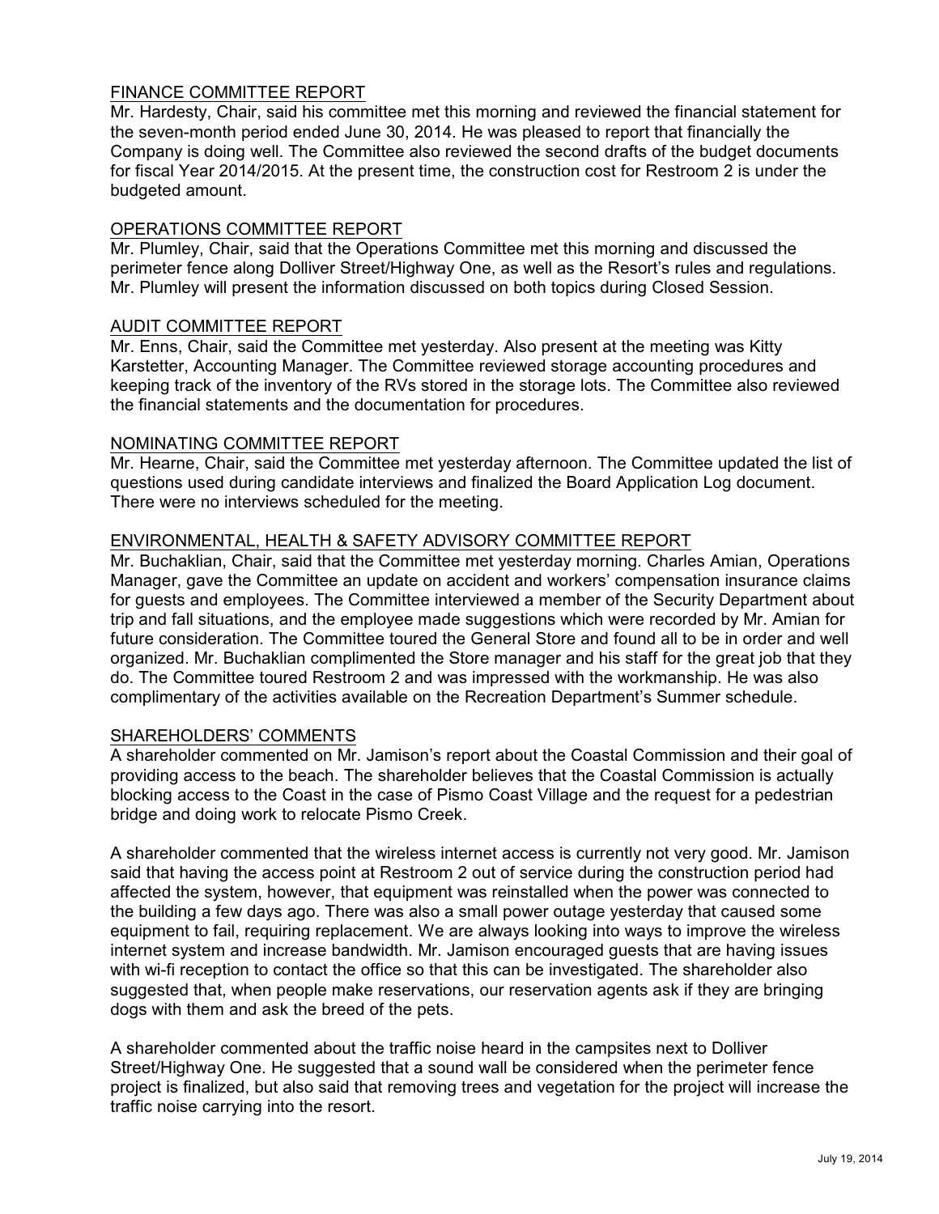## FINANCE COMMITTEE REPORT

Mr. Hardesty, Chair, said his committee met this morning and reviewed the financial statement for the seven-month period ended June 30, 2014. He was pleased to report that financially the Company is doing well. The Committee also reviewed the second drafts of the budget documents for fiscal Year 2014/2015. At the present time, the construction cost for Restroom 2 is under the budgeted amount.

## OPERATIONS COMMITTEE REPORT

Mr. Plumley, Chair, said that the Operations Committee met this morning and discussed the perimeter fence along Dolliver Street/Highway One, as well as the Resort's rules and regulations. Mr. Plumley will present the information discussed on both topics during Closed Session.

## AUDIT COMMITTEE REPORT

Mr. Enns, Chair, said the Committee met yesterday. Also present at the meeting was Kitty Karstetter, Accounting Manager. The Committee reviewed storage accounting procedures and keeping track of the inventory of the RVs stored in the storage lots. The Committee also reviewed the financial statements and the documentation for procedures.

## NOMINATING COMMITTEE REPORT

Mr. Hearne, Chair, said the Committee met yesterday afternoon. The Committee updated the list of questions used during candidate interviews and finalized the Board Application Log document. There were no interviews scheduled for the meeting.

## ENVIRONMENTAL, HEALTH & SAFETY ADVISORY COMMITTEE REPORT

Mr. Buchaklian, Chair, said that the Committee met yesterday morning. Charles Amian, Operations Manager, gave the Committee an update on accident and workers' compensation insurance claims for guests and employees. The Committee interviewed a member of the Security Department about trip and fall situations, and the employee made suggestions which were recorded by Mr. Amian for future consideration. The Committee toured the General Store and found all to be in order and well organized. Mr. Buchaklian complimented the Store manager and his staff for the great job that they do. The Committee toured Restroom 2 and was impressed with the workmanship. He was also complimentary of the activities available on the Recreation Department's Summer schedule.

## SHAREHOLDERS' COMMENTS

A shareholder commented on Mr. Jamison's report about the Coastal Commission and their goal of providing access to the beach. The shareholder believes that the Coastal Commission is actually blocking access to the Coast in the case of Pismo Coast Village and the request for a pedestrian bridge and doing work to relocate Pismo Creek.

A shareholder commented that the wireless internet access is currently not very good. Mr. Jamison said that having the access point at Restroom 2 out of service during the construction period had affected the system, however, that equipment was reinstalled when the power was connected to the building a few days ago. There was also a small power outage yesterday that caused some equipment to fail, requiring replacement. We are always looking into ways to improve the wireless internet system and increase bandwidth. Mr. Jamison encouraged guests that are having issues with wi-fi reception to contact the office so that this can be investigated. The shareholder also suggested that, when people make reservations, our reservation agents ask if they are bringing dogs with them and ask the breed of the pets.

A shareholder commented about the traffic noise heard in the campsites next to Dolliver Street/Highway One. He suggested that a sound wall be considered when the perimeter fence project is finalized, but also said that removing trees and vegetation for the project will increase the traffic noise carrying into the resort.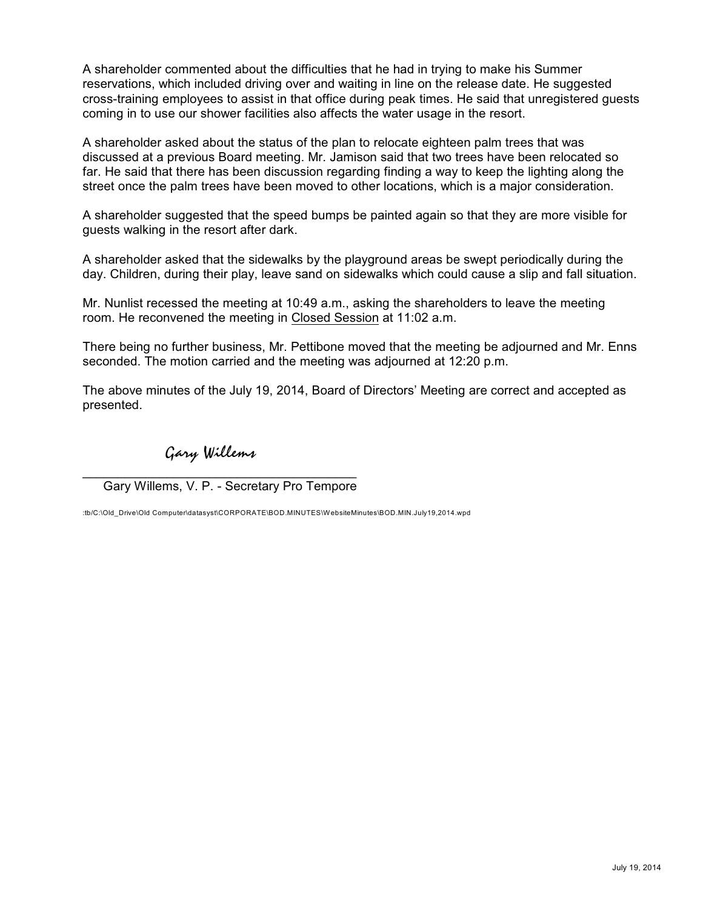A shareholder commented about the difficulties that he had in trying to make his Summer reservations, which included driving over and waiting in line on the release date. He suggested cross-training employees to assist in that office during peak times. He said that unregistered guests coming in to use our shower facilities also affects the water usage in the resort.

A shareholder asked about the status of the plan to relocate eighteen palm trees that was discussed at a previous Board meeting. Mr. Jamison said that two trees have been relocated so far. He said that there has been discussion regarding finding a way to keep the lighting along the street once the palm trees have been moved to other locations, which is a major consideration.

A shareholder suggested that the speed bumps be painted again so that they are more visible for guests walking in the resort after dark.

A shareholder asked that the sidewalks by the playground areas be swept periodically during the day. Children, during their play, leave sand on sidewalks which could cause a slip and fall situation.

Mr. Nunlist recessed the meeting at 10:49 a.m., asking the shareholders to leave the meeting room. He reconvened the meeting in <u>Closed Session</u> at 11:02 a.m.

There being no further business, Mr. Pettibone moved that the meeting be adjourned and Mr. Enns seconded. The motion carried and the meeting was adjourned at 12:20 p.m.

The above minutes of the July 19, 2014, Board of Directors' Meeting are correct and accepted as presented.

*Gary Willems*

\_\_\_\_\_\_\_\_\_\_\_\_\_\_\_\_\_\_\_\_\_\_\_\_\_\_\_\_\_\_\_\_\_\_\_\_\_\_\_\_

Gary Willems, V. P. - Secretary Pro Tempore

:tb/C:\Old_Drive\Old Computer\datasyst\CORPORATE\BOD.MINUTES\WebsiteMinutes\BOD.MIN.July19,2014.wpd